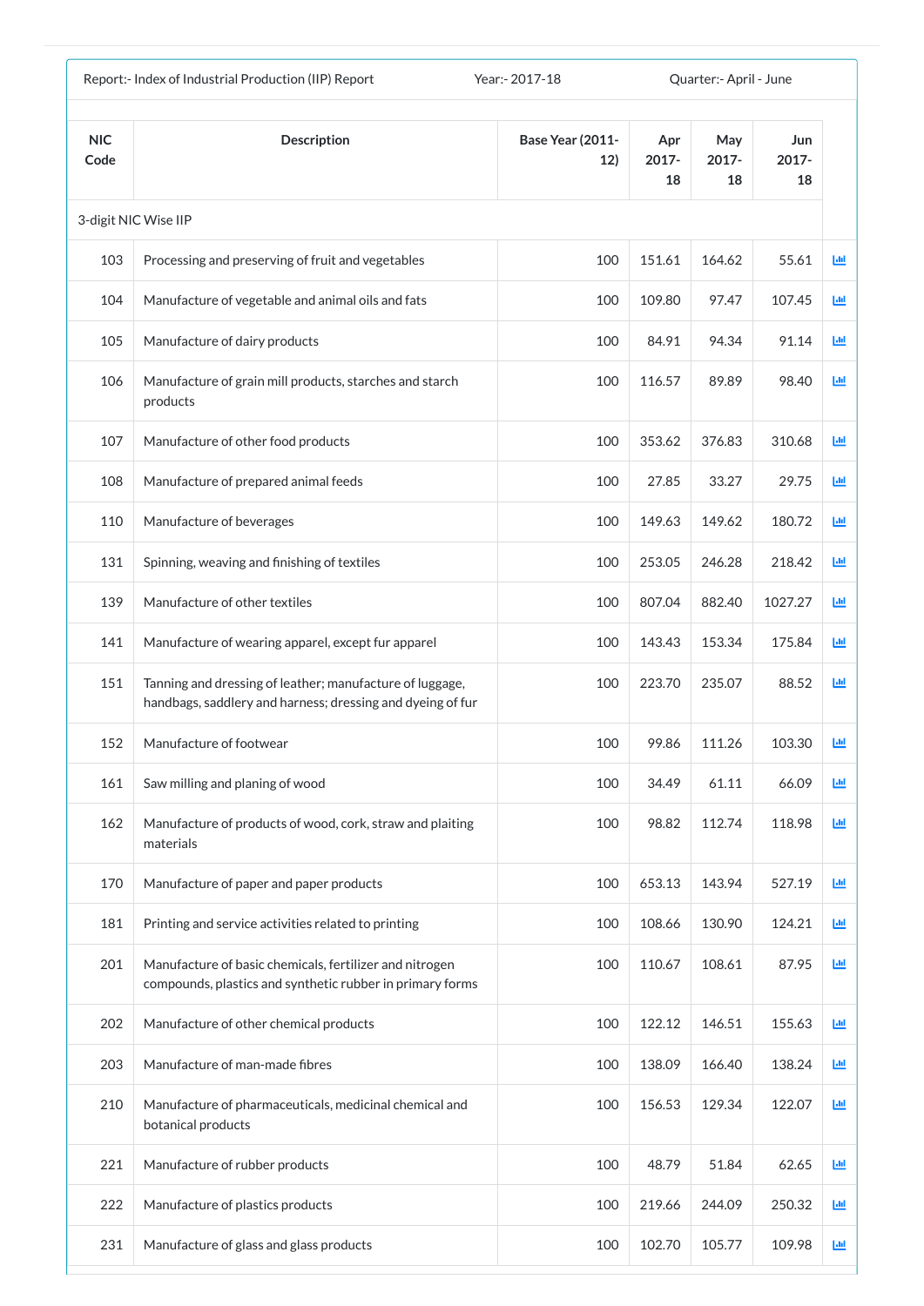Report:- Index of Industrial Production (IIP) Report | Year:- 2017-18 | Quarter:- April - June

| NIC Code | Description | Base Year (2011-12) | Apr 2017-18 | May 2017-18 | Jun 2017-18 |
|---|---|---|---|---|---|
| 3-digit NIC Wise IIP | | | | | |
| 103 | Processing and preserving of fruit and vegetables | 100 | 151.61 | 164.62 | 55.61 |
| 104 | Manufacture of vegetable and animal oils and fats | 100 | 109.80 | 97.47 | 107.45 |
| 105 | Manufacture of dairy products | 100 | 84.91 | 94.34 | 91.14 |
| 106 | Manufacture of grain mill products, starches and starch products | 100 | 116.57 | 89.89 | 98.40 |
| 107 | Manufacture of other food products | 100 | 353.62 | 376.83 | 310.68 |
| 108 | Manufacture of prepared animal feeds | 100 | 27.85 | 33.27 | 29.75 |
| 110 | Manufacture of beverages | 100 | 149.63 | 149.62 | 180.72 |
| 131 | Spinning, weaving and finishing of textiles | 100 | 253.05 | 246.28 | 218.42 |
| 139 | Manufacture of other textiles | 100 | 807.04 | 882.40 | 1027.27 |
| 141 | Manufacture of wearing apparel, except fur apparel | 100 | 143.43 | 153.34 | 175.84 |
| 151 | Tanning and dressing of leather; manufacture of luggage, handbags, saddlery and harness; dressing and dyeing of fur | 100 | 223.70 | 235.07 | 88.52 |
| 152 | Manufacture of footwear | 100 | 99.86 | 111.26 | 103.30 |
| 161 | Saw milling and planing of wood | 100 | 34.49 | 61.11 | 66.09 |
| 162 | Manufacture of products of wood, cork, straw and plaiting materials | 100 | 98.82 | 112.74 | 118.98 |
| 170 | Manufacture of paper and paper products | 100 | 653.13 | 143.94 | 527.19 |
| 181 | Printing and service activities related to printing | 100 | 108.66 | 130.90 | 124.21 |
| 201 | Manufacture of basic chemicals, fertilizer and nitrogen compounds, plastics and synthetic rubber in primary forms | 100 | 110.67 | 108.61 | 87.95 |
| 202 | Manufacture of other chemical products | 100 | 122.12 | 146.51 | 155.63 |
| 203 | Manufacture of man-made fibres | 100 | 138.09 | 166.40 | 138.24 |
| 210 | Manufacture of pharmaceuticals, medicinal chemical and botanical products | 100 | 156.53 | 129.34 | 122.07 |
| 221 | Manufacture of rubber products | 100 | 48.79 | 51.84 | 62.65 |
| 222 | Manufacture of plastics products | 100 | 219.66 | 244.09 | 250.32 |
| 231 | Manufacture of glass and glass products | 100 | 102.70 | 105.77 | 109.98 |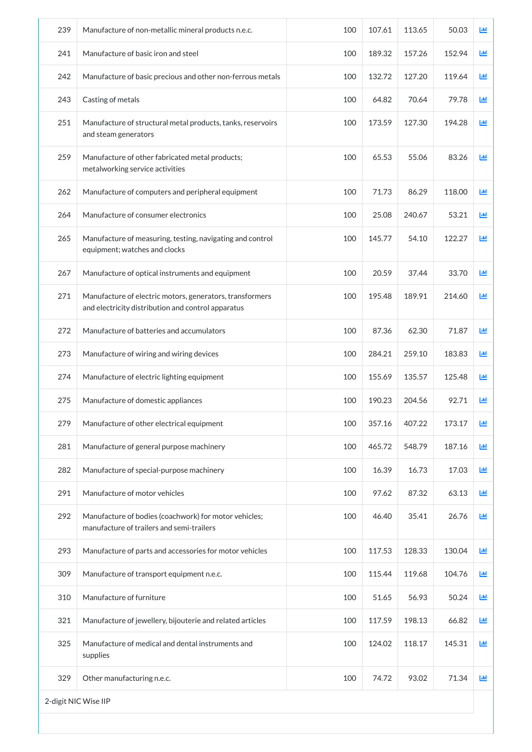| | | | | | | |
|---|---|---|---|---|---|---|
| 239 | Manufacture of non-metallic mineral products n.e.c. | 100 | 107.61 | 113.65 | 50.03 | |
| 241 | Manufacture of basic iron and steel | 100 | 189.32 | 157.26 | 152.94 | |
| 242 | Manufacture of basic precious and other non-ferrous metals | 100 | 132.72 | 127.20 | 119.64 | |
| 243 | Casting of metals | 100 | 64.82 | 70.64 | 79.78 | |
| 251 | Manufacture of structural metal products, tanks, reservoirs and steam generators | 100 | 173.59 | 127.30 | 194.28 | |
| 259 | Manufacture of other fabricated metal products; metalworking service activities | 100 | 65.53 | 55.06 | 83.26 | |
| 262 | Manufacture of computers and peripheral equipment | 100 | 71.73 | 86.29 | 118.00 | |
| 264 | Manufacture of consumer electronics | 100 | 25.08 | 240.67 | 53.21 | |
| 265 | Manufacture of measuring, testing, navigating and control equipment; watches and clocks | 100 | 145.77 | 54.10 | 122.27 | |
| 267 | Manufacture of optical instruments and equipment | 100 | 20.59 | 37.44 | 33.70 | |
| 271 | Manufacture of electric motors, generators, transformers and electricity distribution and control apparatus | 100 | 195.48 | 189.91 | 214.60 | |
| 272 | Manufacture of batteries and accumulators | 100 | 87.36 | 62.30 | 71.87 | |
| 273 | Manufacture of wiring and wiring devices | 100 | 284.21 | 259.10 | 183.83 | |
| 274 | Manufacture of electric lighting equipment | 100 | 155.69 | 135.57 | 125.48 | |
| 275 | Manufacture of domestic appliances | 100 | 190.23 | 204.56 | 92.71 | |
| 279 | Manufacture of other electrical equipment | 100 | 357.16 | 407.22 | 173.17 | |
| 281 | Manufacture of general purpose machinery | 100 | 465.72 | 548.79 | 187.16 | |
| 282 | Manufacture of special-purpose machinery | 100 | 16.39 | 16.73 | 17.03 | |
| 291 | Manufacture of motor vehicles | 100 | 97.62 | 87.32 | 63.13 | |
| 292 | Manufacture of bodies (coachwork) for motor vehicles; manufacture of trailers and semi-trailers | 100 | 46.40 | 35.41 | 26.76 | |
| 293 | Manufacture of parts and accessories for motor vehicles | 100 | 117.53 | 128.33 | 130.04 | |
| 309 | Manufacture of transport equipment n.e.c. | 100 | 115.44 | 119.68 | 104.76 | |
| 310 | Manufacture of furniture | 100 | 51.65 | 56.93 | 50.24 | |
| 321 | Manufacture of jewellery, bijouterie and related articles | 100 | 117.59 | 198.13 | 66.82 | |
| 325 | Manufacture of medical and dental instruments and supplies | 100 | 124.02 | 118.17 | 145.31 | |
| 329 | Other manufacturing n.e.c. | 100 | 74.72 | 93.02 | 71.34 | |

2-digit NIC Wise IIP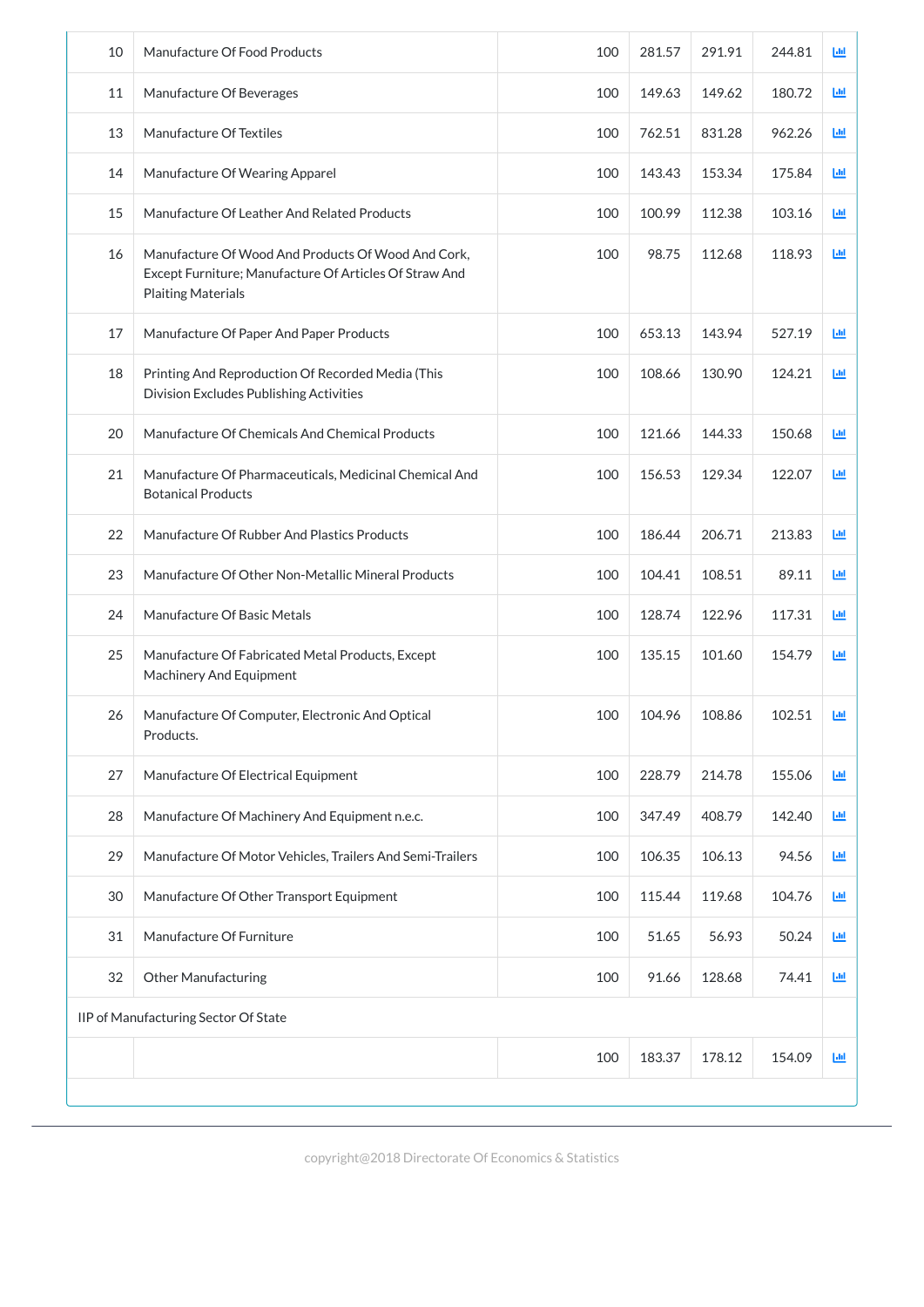| | | | | | | |
|---|---|---|---|---|---|---|
| 10 | Manufacture Of Food Products | 100 | 281.57 | 291.91 | 244.81 | |
| 11 | Manufacture Of Beverages | 100 | 149.63 | 149.62 | 180.72 | |
| 13 | Manufacture Of Textiles | 100 | 762.51 | 831.28 | 962.26 | |
| 14 | Manufacture Of Wearing Apparel | 100 | 143.43 | 153.34 | 175.84 | |
| 15 | Manufacture Of Leather And Related Products | 100 | 100.99 | 112.38 | 103.16 | |
| 16 | Manufacture Of Wood And Products Of Wood And Cork, Except Furniture; Manufacture Of Articles Of Straw And Plaiting Materials | 100 | 98.75 | 112.68 | 118.93 | |
| 17 | Manufacture Of Paper And Paper Products | 100 | 653.13 | 143.94 | 527.19 | |
| 18 | Printing And Reproduction Of Recorded Media (This Division Excludes Publishing Activities | 100 | 108.66 | 130.90 | 124.21 | |
| 20 | Manufacture Of Chemicals And Chemical Products | 100 | 121.66 | 144.33 | 150.68 | |
| 21 | Manufacture Of Pharmaceuticals, Medicinal Chemical And Botanical Products | 100 | 156.53 | 129.34 | 122.07 | |
| 22 | Manufacture Of Rubber And Plastics Products | 100 | 186.44 | 206.71 | 213.83 | |
| 23 | Manufacture Of Other Non-Metallic Mineral Products | 100 | 104.41 | 108.51 | 89.11 | |
| 24 | Manufacture Of Basic Metals | 100 | 128.74 | 122.96 | 117.31 | |
| 25 | Manufacture Of Fabricated Metal Products, Except Machinery And Equipment | 100 | 135.15 | 101.60 | 154.79 | |
| 26 | Manufacture Of Computer, Electronic And Optical Products. | 100 | 104.96 | 108.86 | 102.51 | |
| 27 | Manufacture Of Electrical Equipment | 100 | 228.79 | 214.78 | 155.06 | |
| 28 | Manufacture Of Machinery And Equipment n.e.c. | 100 | 347.49 | 408.79 | 142.40 | |
| 29 | Manufacture Of Motor Vehicles, Trailers And Semi-Trailers | 100 | 106.35 | 106.13 | 94.56 | |
| 30 | Manufacture Of Other Transport Equipment | 100 | 115.44 | 119.68 | 104.76 | |
| 31 | Manufacture Of Furniture | 100 | 51.65 | 56.93 | 50.24 | |
| 32 | Other Manufacturing | 100 | 91.66 | 128.68 | 74.41 | |
| IIP of Manufacturing Sector Of State | | | | | | |
| | | 100 | 183.37 | 178.12 | 154.09 | |

copyright@2018 Directorate Of Economics & Statistics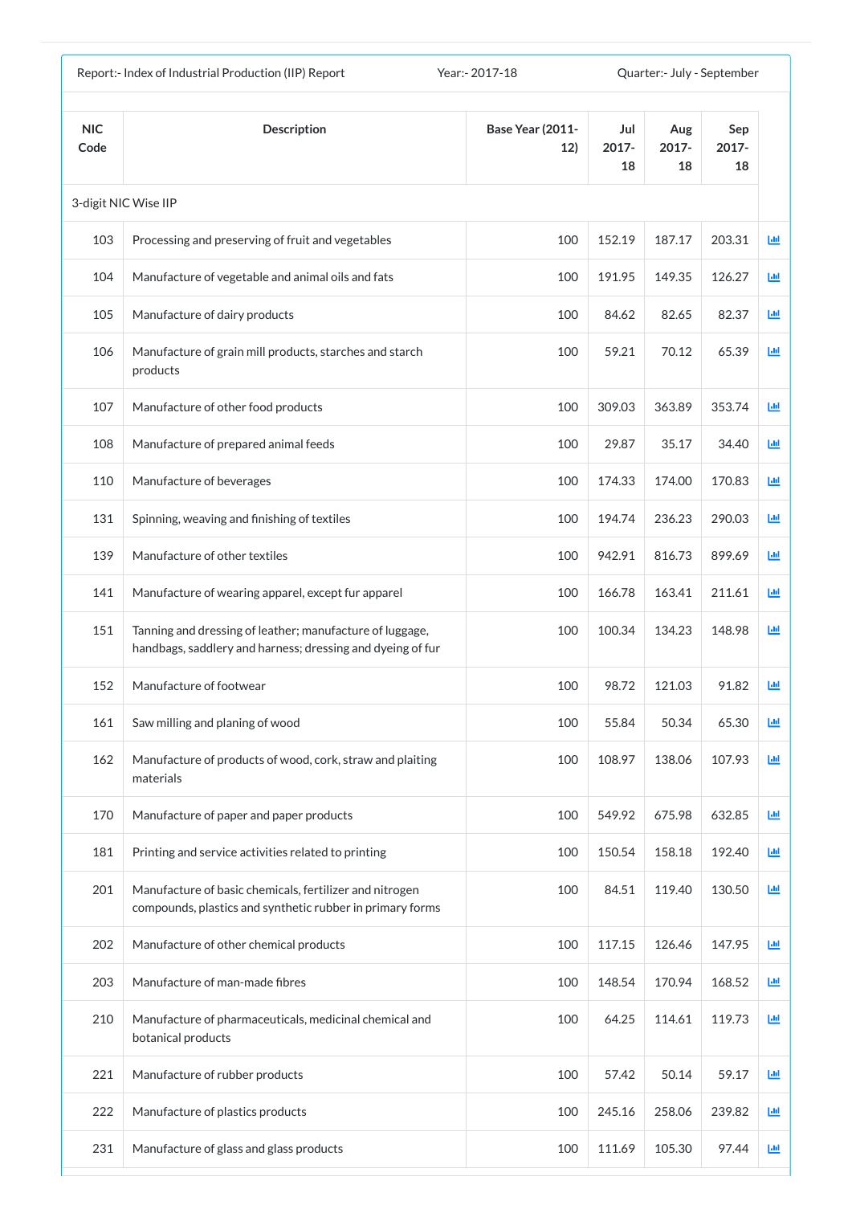| Report:- Index of Industrial Production (IIP) Report | | Year:- 2017-18 | | Quarter:- July - September | |
|---|---|---|---|---|---|
| **NIC Code** | **Description** | **Base Year (2011-12)** | **Jul 2017-18** | **Aug 2017-18** | **Sep 2017-18** |
| 3-digit NIC Wise IIP | | | | | |
| 103 | Processing and preserving of fruit and vegetables | 100 | 152.19 | 187.17 | 203.31 |
| 104 | Manufacture of vegetable and animal oils and fats | 100 | 191.95 | 149.35 | 126.27 |
| 105 | Manufacture of dairy products | 100 | 84.62 | 82.65 | 82.37 |
| 106 | Manufacture of grain mill products, starches and starch products | 100 | 59.21 | 70.12 | 65.39 |
| 107 | Manufacture of other food products | 100 | 309.03 | 363.89 | 353.74 |
| 108 | Manufacture of prepared animal feeds | 100 | 29.87 | 35.17 | 34.40 |
| 110 | Manufacture of beverages | 100 | 174.33 | 174.00 | 170.83 |
| 131 | Spinning, weaving and finishing of textiles | 100 | 194.74 | 236.23 | 290.03 |
| 139 | Manufacture of other textiles | 100 | 942.91 | 816.73 | 899.69 |
| 141 | Manufacture of wearing apparel, except fur apparel | 100 | 166.78 | 163.41 | 211.61 |
| 151 | Tanning and dressing of leather; manufacture of luggage, handbags, saddlery and harness; dressing and dyeing of fur | 100 | 100.34 | 134.23 | 148.98 |
| 152 | Manufacture of footwear | 100 | 98.72 | 121.03 | 91.82 |
| 161 | Saw milling and planing of wood | 100 | 55.84 | 50.34 | 65.30 |
| 162 | Manufacture of products of wood, cork, straw and plaiting materials | 100 | 108.97 | 138.06 | 107.93 |
| 170 | Manufacture of paper and paper products | 100 | 549.92 | 675.98 | 632.85 |
| 181 | Printing and service activities related to printing | 100 | 150.54 | 158.18 | 192.40 |
| 201 | Manufacture of basic chemicals, fertilizer and nitrogen compounds, plastics and synthetic rubber in primary forms | 100 | 84.51 | 119.40 | 130.50 |
| 202 | Manufacture of other chemical products | 100 | 117.15 | 126.46 | 147.95 |
| 203 | Manufacture of man-made fibres | 100 | 148.54 | 170.94 | 168.52 |
| 210 | Manufacture of pharmaceuticals, medicinal chemical and botanical products | 100 | 64.25 | 114.61 | 119.73 |
| 221 | Manufacture of rubber products | 100 | 57.42 | 50.14 | 59.17 |
| 222 | Manufacture of plastics products | 100 | 245.16 | 258.06 | 239.82 |
| 231 | Manufacture of glass and glass products | 100 | 111.69 | 105.30 | 97.44 |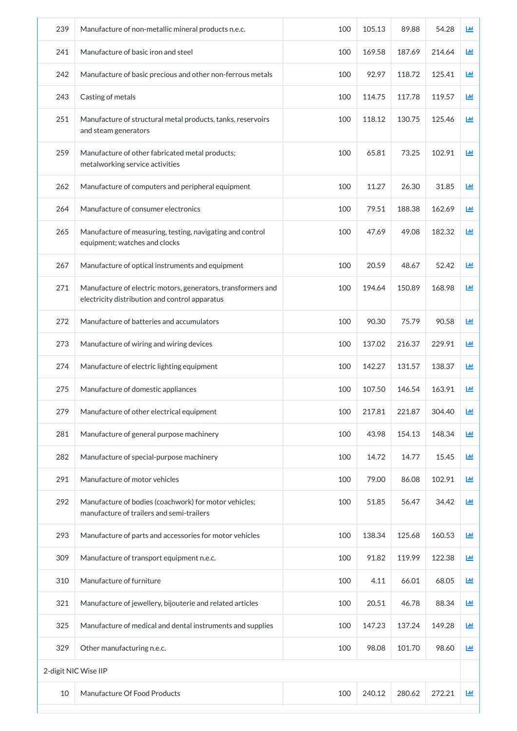| | | | | | | |
|---|---|---|---|---|---|---|
| 239 | Manufacture of non-metallic mineral products n.e.c. | 100 | 105.13 | 89.88 | 54.28 | |
| 241 | Manufacture of basic iron and steel | 100 | 169.58 | 187.69 | 214.64 | |
| 242 | Manufacture of basic precious and other non-ferrous metals | 100 | 92.97 | 118.72 | 125.41 | |
| 243 | Casting of metals | 100 | 114.75 | 117.78 | 119.57 | |
| 251 | Manufacture of structural metal products, tanks, reservoirs and steam generators | 100 | 118.12 | 130.75 | 125.46 | |
| 259 | Manufacture of other fabricated metal products; metalworking service activities | 100 | 65.81 | 73.25 | 102.91 | |
| 262 | Manufacture of computers and peripheral equipment | 100 | 11.27 | 26.30 | 31.85 | |
| 264 | Manufacture of consumer electronics | 100 | 79.51 | 188.38 | 162.69 | |
| 265 | Manufacture of measuring, testing, navigating and control equipment; watches and clocks | 100 | 47.69 | 49.08 | 182.32 | |
| 267 | Manufacture of optical instruments and equipment | 100 | 20.59 | 48.67 | 52.42 | |
| 271 | Manufacture of electric motors, generators, transformers and electricity distribution and control apparatus | 100 | 194.64 | 150.89 | 168.98 | |
| 272 | Manufacture of batteries and accumulators | 100 | 90.30 | 75.79 | 90.58 | |
| 273 | Manufacture of wiring and wiring devices | 100 | 137.02 | 216.37 | 229.91 | |
| 274 | Manufacture of electric lighting equipment | 100 | 142.27 | 131.57 | 138.37 | |
| 275 | Manufacture of domestic appliances | 100 | 107.50 | 146.54 | 163.91 | |
| 279 | Manufacture of other electrical equipment | 100 | 217.81 | 221.87 | 304.40 | |
| 281 | Manufacture of general purpose machinery | 100 | 43.98 | 154.13 | 148.34 | |
| 282 | Manufacture of special-purpose machinery | 100 | 14.72 | 14.77 | 15.45 | |
| 291 | Manufacture of motor vehicles | 100 | 79.00 | 86.08 | 102.91 | |
| 292 | Manufacture of bodies (coachwork) for motor vehicles; manufacture of trailers and semi-trailers | 100 | 51.85 | 56.47 | 34.42 | |
| 293 | Manufacture of parts and accessories for motor vehicles | 100 | 138.34 | 125.68 | 160.53 | |
| 309 | Manufacture of transport equipment n.e.c. | 100 | 91.82 | 119.99 | 122.38 | |
| 310 | Manufacture of furniture | 100 | 4.11 | 66.01 | 68.05 | |
| 321 | Manufacture of jewellery, bijouterie and related articles | 100 | 20.51 | 46.78 | 88.34 | |
| 325 | Manufacture of medical and dental instruments and supplies | 100 | 147.23 | 137.24 | 149.28 | |
| 329 | Other manufacturing n.e.c. | 100 | 98.08 | 101.70 | 98.60 | |
| 2-digit NIC Wise IIP | | | | | | |
| 10 | Manufacture Of Food Products | 100 | 240.12 | 280.62 | 272.21 | |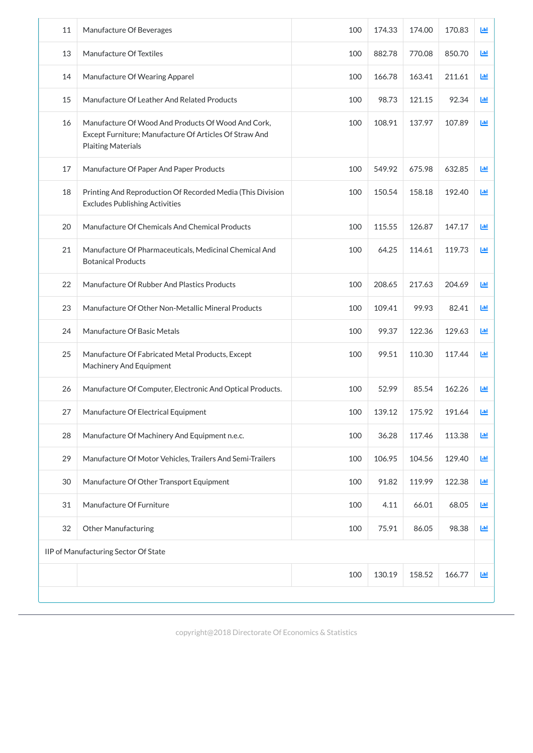| | | | | | | |
|---|---|---|---|---|---|---|
| 11 | Manufacture Of Beverages | 100 | 174.33 | 174.00 | 170.83 | |
| 13 | Manufacture Of Textiles | 100 | 882.78 | 770.08 | 850.70 | |
| 14 | Manufacture Of Wearing Apparel | 100 | 166.78 | 163.41 | 211.61 | |
| 15 | Manufacture Of Leather And Related Products | 100 | 98.73 | 121.15 | 92.34 | |
| 16 | Manufacture Of Wood And Products Of Wood And Cork, Except Furniture; Manufacture Of Articles Of Straw And Plaiting Materials | 100 | 108.91 | 137.97 | 107.89 | |
| 17 | Manufacture Of Paper And Paper Products | 100 | 549.92 | 675.98 | 632.85 | |
| 18 | Printing And Reproduction Of Recorded Media (This Division Excludes Publishing Activities | 100 | 150.54 | 158.18 | 192.40 | |
| 20 | Manufacture Of Chemicals And Chemical Products | 100 | 115.55 | 126.87 | 147.17 | |
| 21 | Manufacture Of Pharmaceuticals, Medicinal Chemical And Botanical Products | 100 | 64.25 | 114.61 | 119.73 | |
| 22 | Manufacture Of Rubber And Plastics Products | 100 | 208.65 | 217.63 | 204.69 | |
| 23 | Manufacture Of Other Non-Metallic Mineral Products | 100 | 109.41 | 99.93 | 82.41 | |
| 24 | Manufacture Of Basic Metals | 100 | 99.37 | 122.36 | 129.63 | |
| 25 | Manufacture Of Fabricated Metal Products, Except Machinery And Equipment | 100 | 99.51 | 110.30 | 117.44 | |
| 26 | Manufacture Of Computer, Electronic And Optical Products. | 100 | 52.99 | 85.54 | 162.26 | |
| 27 | Manufacture Of Electrical Equipment | 100 | 139.12 | 175.92 | 191.64 | |
| 28 | Manufacture Of Machinery And Equipment n.e.c. | 100 | 36.28 | 117.46 | 113.38 | |
| 29 | Manufacture Of Motor Vehicles, Trailers And Semi-Trailers | 100 | 106.95 | 104.56 | 129.40 | |
| 30 | Manufacture Of Other Transport Equipment | 100 | 91.82 | 119.99 | 122.38 | |
| 31 | Manufacture Of Furniture | 100 | 4.11 | 66.01 | 68.05 | |
| 32 | Other Manufacturing | 100 | 75.91 | 86.05 | 98.38 | |
| IIP of Manufacturing Sector Of State | | | | | | |
| | | 100 | 130.19 | 158.52 | 166.77 | |

copyright@2018 Directorate Of Economics & Statistics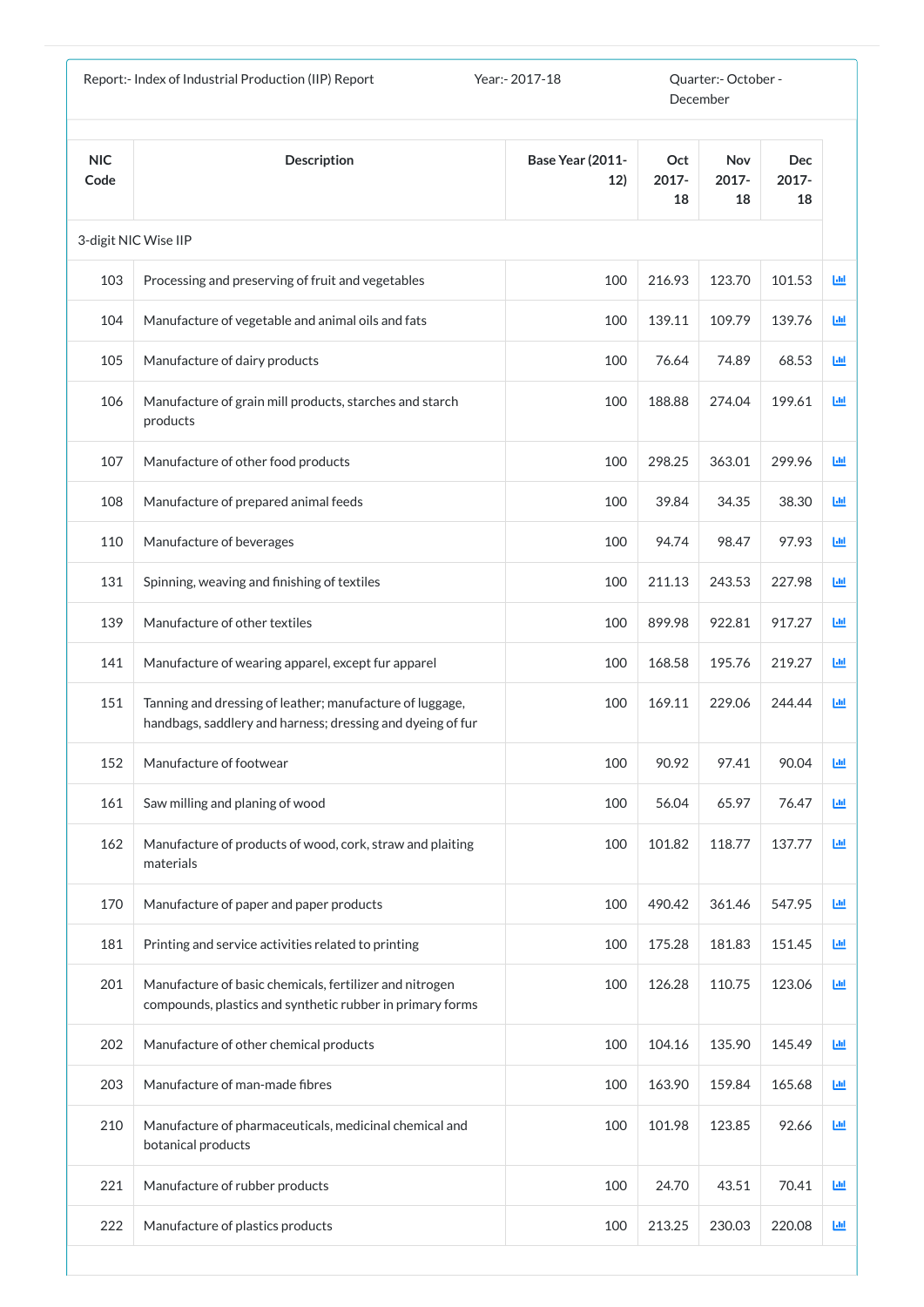Report:- Index of Industrial Production (IIP) Report | Year:- 2017-18 | Quarter:- October - December

| NIC Code | Description | Base Year (2011-12) | Oct 2017-18 | Nov 2017-18 | Dec 2017-18 |
|---|---|---|---|---|---|
| 3-digit NIC Wise IIP | | | | | |
| 103 | Processing and preserving of fruit and vegetables | 100 | 216.93 | 123.70 | 101.53 |
| 104 | Manufacture of vegetable and animal oils and fats | 100 | 139.11 | 109.79 | 139.76 |
| 105 | Manufacture of dairy products | 100 | 76.64 | 74.89 | 68.53 |
| 106 | Manufacture of grain mill products, starches and starch products | 100 | 188.88 | 274.04 | 199.61 |
| 107 | Manufacture of other food products | 100 | 298.25 | 363.01 | 299.96 |
| 108 | Manufacture of prepared animal feeds | 100 | 39.84 | 34.35 | 38.30 |
| 110 | Manufacture of beverages | 100 | 94.74 | 98.47 | 97.93 |
| 131 | Spinning, weaving and finishing of textiles | 100 | 211.13 | 243.53 | 227.98 |
| 139 | Manufacture of other textiles | 100 | 899.98 | 922.81 | 917.27 |
| 141 | Manufacture of wearing apparel, except fur apparel | 100 | 168.58 | 195.76 | 219.27 |
| 151 | Tanning and dressing of leather; manufacture of luggage, handbags, saddlery and harness; dressing and dyeing of fur | 100 | 169.11 | 229.06 | 244.44 |
| 152 | Manufacture of footwear | 100 | 90.92 | 97.41 | 90.04 |
| 161 | Saw milling and planing of wood | 100 | 56.04 | 65.97 | 76.47 |
| 162 | Manufacture of products of wood, cork, straw and plaiting materials | 100 | 101.82 | 118.77 | 137.77 |
| 170 | Manufacture of paper and paper products | 100 | 490.42 | 361.46 | 547.95 |
| 181 | Printing and service activities related to printing | 100 | 175.28 | 181.83 | 151.45 |
| 201 | Manufacture of basic chemicals, fertilizer and nitrogen compounds, plastics and synthetic rubber in primary forms | 100 | 126.28 | 110.75 | 123.06 |
| 202 | Manufacture of other chemical products | 100 | 104.16 | 135.90 | 145.49 |
| 203 | Manufacture of man-made fibres | 100 | 163.90 | 159.84 | 165.68 |
| 210 | Manufacture of pharmaceuticals, medicinal chemical and botanical products | 100 | 101.98 | 123.85 | 92.66 |
| 221 | Manufacture of rubber products | 100 | 24.70 | 43.51 | 70.41 |
| 222 | Manufacture of plastics products | 100 | 213.25 | 230.03 | 220.08 |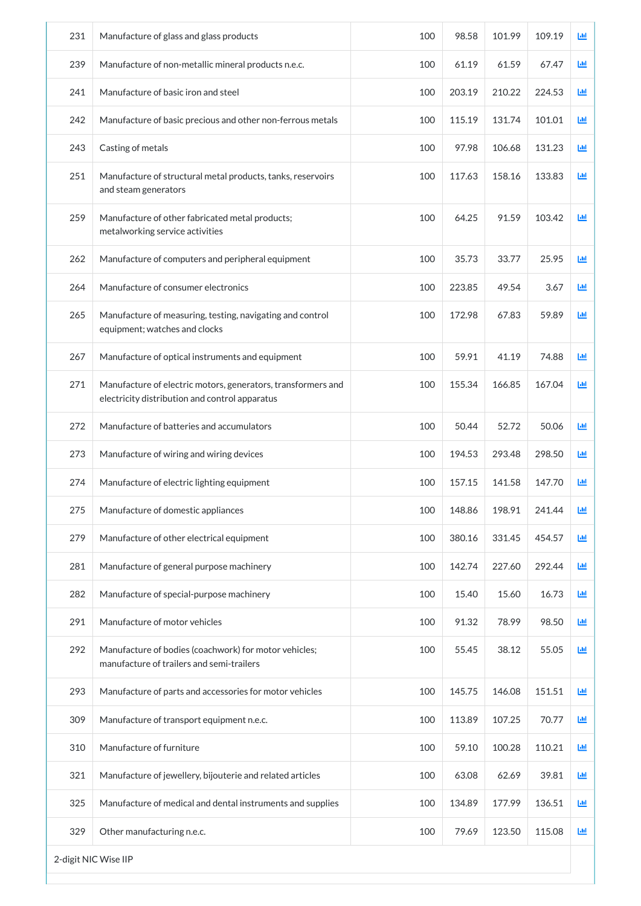| | | | | | | |
|---|---|---|---|---|---|---|
| 231 | Manufacture of glass and glass products | | 100 | 98.58 | 101.99 | 109.19 |
| 239 | Manufacture of non-metallic mineral products n.e.c. | | 100 | 61.19 | 61.59 | 67.47 |
| 241 | Manufacture of basic iron and steel | | 100 | 203.19 | 210.22 | 224.53 |
| 242 | Manufacture of basic precious and other non-ferrous metals | | 100 | 115.19 | 131.74 | 101.01 |
| 243 | Casting of metals | | 100 | 97.98 | 106.68 | 131.23 |
| 251 | Manufacture of structural metal products, tanks, reservoirs and steam generators | | 100 | 117.63 | 158.16 | 133.83 |
| 259 | Manufacture of other fabricated metal products; metalworking service activities | | 100 | 64.25 | 91.59 | 103.42 |
| 262 | Manufacture of computers and peripheral equipment | | 100 | 35.73 | 33.77 | 25.95 |
| 264 | Manufacture of consumer electronics | | 100 | 223.85 | 49.54 | 3.67 |
| 265 | Manufacture of measuring, testing, navigating and control equipment; watches and clocks | | 100 | 172.98 | 67.83 | 59.89 |
| 267 | Manufacture of optical instruments and equipment | | 100 | 59.91 | 41.19 | 74.88 |
| 271 | Manufacture of electric motors, generators, transformers and electricity distribution and control apparatus | | 100 | 155.34 | 166.85 | 167.04 |
| 272 | Manufacture of batteries and accumulators | | 100 | 50.44 | 52.72 | 50.06 |
| 273 | Manufacture of wiring and wiring devices | | 100 | 194.53 | 293.48 | 298.50 |
| 274 | Manufacture of electric lighting equipment | | 100 | 157.15 | 141.58 | 147.70 |
| 275 | Manufacture of domestic appliances | | 100 | 148.86 | 198.91 | 241.44 |
| 279 | Manufacture of other electrical equipment | | 100 | 380.16 | 331.45 | 454.57 |
| 281 | Manufacture of general purpose machinery | | 100 | 142.74 | 227.60 | 292.44 |
| 282 | Manufacture of special-purpose machinery | | 100 | 15.40 | 15.60 | 16.73 |
| 291 | Manufacture of motor vehicles | | 100 | 91.32 | 78.99 | 98.50 |
| 292 | Manufacture of bodies (coachwork) for motor vehicles; manufacture of trailers and semi-trailers | | 100 | 55.45 | 38.12 | 55.05 |
| 293 | Manufacture of parts and accessories for motor vehicles | | 100 | 145.75 | 146.08 | 151.51 |
| 309 | Manufacture of transport equipment n.e.c. | | 100 | 113.89 | 107.25 | 70.77 |
| 310 | Manufacture of furniture | | 100 | 59.10 | 100.28 | 110.21 |
| 321 | Manufacture of jewellery, bijouterie and related articles | | 100 | 63.08 | 62.69 | 39.81 |
| 325 | Manufacture of medical and dental instruments and supplies | | 100 | 134.89 | 177.99 | 136.51 |
| 329 | Other manufacturing n.e.c. | | 100 | 79.69 | 123.50 | 115.08 |

2-digit NIC Wise IIP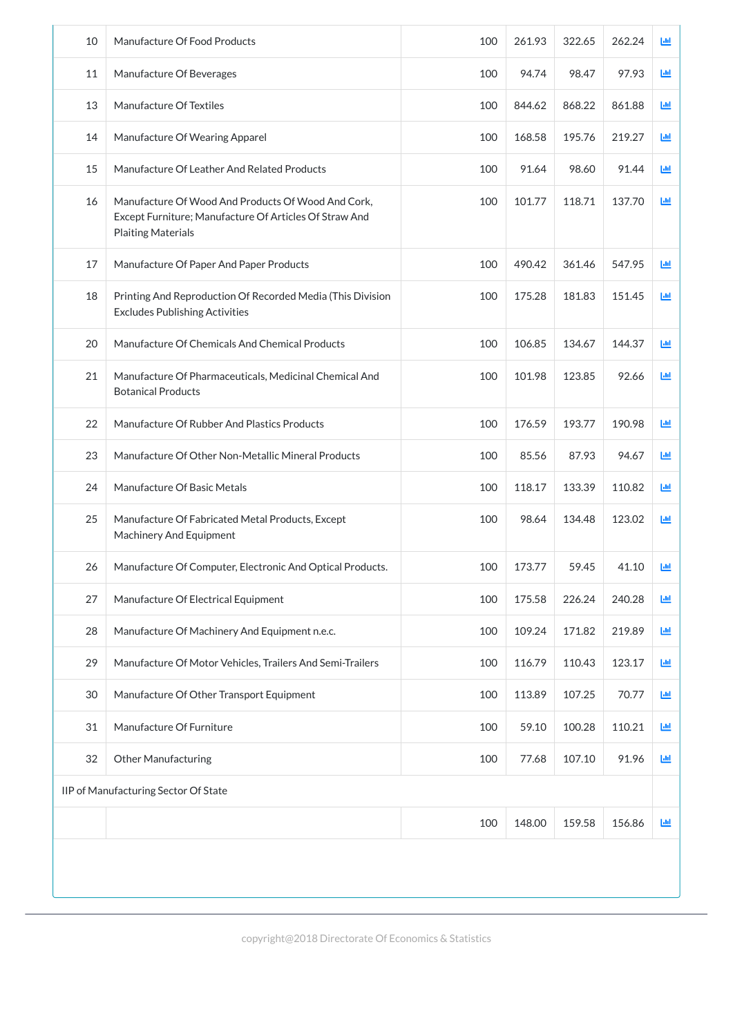| | | | | | | |
|---|---|---|---|---|---|---|
| 10 | Manufacture Of Food Products | 100 | 261.93 | 322.65 | 262.24 | |
| 11 | Manufacture Of Beverages | 100 | 94.74 | 98.47 | 97.93 | |
| 13 | Manufacture Of Textiles | 100 | 844.62 | 868.22 | 861.88 | |
| 14 | Manufacture Of Wearing Apparel | 100 | 168.58 | 195.76 | 219.27 | |
| 15 | Manufacture Of Leather And Related Products | 100 | 91.64 | 98.60 | 91.44 | |
| 16 | Manufacture Of Wood And Products Of Wood And Cork, Except Furniture; Manufacture Of Articles Of Straw And Plaiting Materials | 100 | 101.77 | 118.71 | 137.70 | |
| 17 | Manufacture Of Paper And Paper Products | 100 | 490.42 | 361.46 | 547.95 | |
| 18 | Printing And Reproduction Of Recorded Media (This Division Excludes Publishing Activities | 100 | 175.28 | 181.83 | 151.45 | |
| 20 | Manufacture Of Chemicals And Chemical Products | 100 | 106.85 | 134.67 | 144.37 | |
| 21 | Manufacture Of Pharmaceuticals, Medicinal Chemical And Botanical Products | 100 | 101.98 | 123.85 | 92.66 | |
| 22 | Manufacture Of Rubber And Plastics Products | 100 | 176.59 | 193.77 | 190.98 | |
| 23 | Manufacture Of Other Non-Metallic Mineral Products | 100 | 85.56 | 87.93 | 94.67 | |
| 24 | Manufacture Of Basic Metals | 100 | 118.17 | 133.39 | 110.82 | |
| 25 | Manufacture Of Fabricated Metal Products, Except Machinery And Equipment | 100 | 98.64 | 134.48 | 123.02 | |
| 26 | Manufacture Of Computer, Electronic And Optical Products. | 100 | 173.77 | 59.45 | 41.10 | |
| 27 | Manufacture Of Electrical Equipment | 100 | 175.58 | 226.24 | 240.28 | |
| 28 | Manufacture Of Machinery And Equipment n.e.c. | 100 | 109.24 | 171.82 | 219.89 | |
| 29 | Manufacture Of Motor Vehicles, Trailers And Semi-Trailers | 100 | 116.79 | 110.43 | 123.17 | |
| 30 | Manufacture Of Other Transport Equipment | 100 | 113.89 | 107.25 | 70.77 | |
| 31 | Manufacture Of Furniture | 100 | 59.10 | 100.28 | 110.21 | |
| 32 | Other Manufacturing | 100 | 77.68 | 107.10 | 91.96 | |
| IIP of Manufacturing Sector Of State | | | | | | |
| | | 100 | 148.00 | 159.58 | 156.86 | |

copyright@2018 Directorate Of Economics & Statistics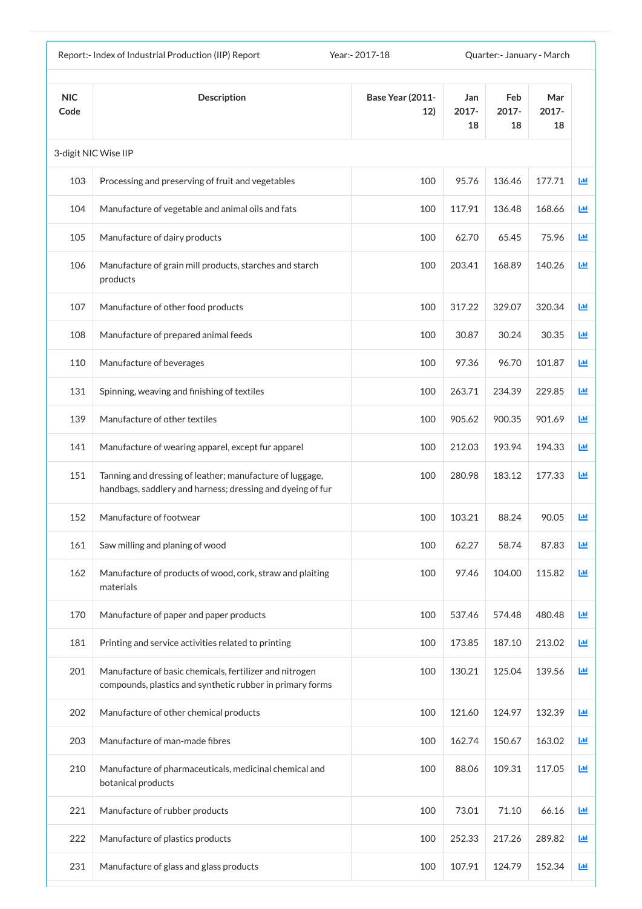Report:- Index of Industrial Production (IIP) Report    Year:- 2017-18    Quarter:- January - March

| NIC Code | Description | Base Year (2011-12) | Jan 2017-18 | Feb 2017-18 | Mar 2017-18 |
|---|---|---|---|---|---|
| 3-digit NIC Wise IIP | | | | | |
| 103 | Processing and preserving of fruit and vegetables | 100 | 95.76 | 136.46 | 177.71 |
| 104 | Manufacture of vegetable and animal oils and fats | 100 | 117.91 | 136.48 | 168.66 |
| 105 | Manufacture of dairy products | 100 | 62.70 | 65.45 | 75.96 |
| 106 | Manufacture of grain mill products, starches and starch products | 100 | 203.41 | 168.89 | 140.26 |
| 107 | Manufacture of other food products | 100 | 317.22 | 329.07 | 320.34 |
| 108 | Manufacture of prepared animal feeds | 100 | 30.87 | 30.24 | 30.35 |
| 110 | Manufacture of beverages | 100 | 97.36 | 96.70 | 101.87 |
| 131 | Spinning, weaving and finishing of textiles | 100 | 263.71 | 234.39 | 229.85 |
| 139 | Manufacture of other textiles | 100 | 905.62 | 900.35 | 901.69 |
| 141 | Manufacture of wearing apparel, except fur apparel | 100 | 212.03 | 193.94 | 194.33 |
| 151 | Tanning and dressing of leather; manufacture of luggage, handbags, saddlery and harness; dressing and dyeing of fur | 100 | 280.98 | 183.12 | 177.33 |
| 152 | Manufacture of footwear | 100 | 103.21 | 88.24 | 90.05 |
| 161 | Saw milling and planing of wood | 100 | 62.27 | 58.74 | 87.83 |
| 162 | Manufacture of products of wood, cork, straw and plaiting materials | 100 | 97.46 | 104.00 | 115.82 |
| 170 | Manufacture of paper and paper products | 100 | 537.46 | 574.48 | 480.48 |
| 181 | Printing and service activities related to printing | 100 | 173.85 | 187.10 | 213.02 |
| 201 | Manufacture of basic chemicals, fertilizer and nitrogen compounds, plastics and synthetic rubber in primary forms | 100 | 130.21 | 125.04 | 139.56 |
| 202 | Manufacture of other chemical products | 100 | 121.60 | 124.97 | 132.39 |
| 203 | Manufacture of man-made fibres | 100 | 162.74 | 150.67 | 163.02 |
| 210 | Manufacture of pharmaceuticals, medicinal chemical and botanical products | 100 | 88.06 | 109.31 | 117.05 |
| 221 | Manufacture of rubber products | 100 | 73.01 | 71.10 | 66.16 |
| 222 | Manufacture of plastics products | 100 | 252.33 | 217.26 | 289.82 |
| 231 | Manufacture of glass and glass products | 100 | 107.91 | 124.79 | 152.34 |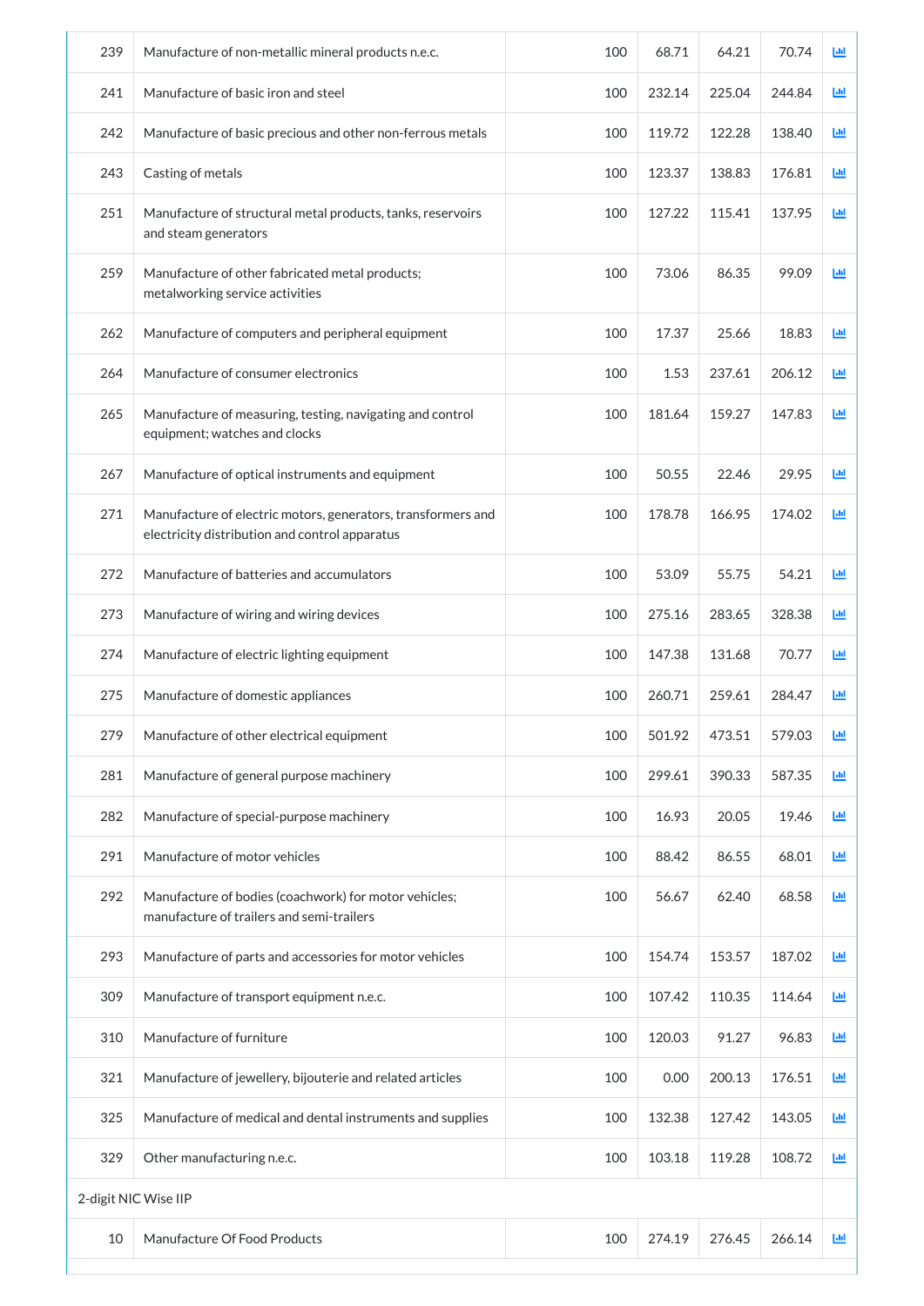| | | | | | | |
|---|---|---|---|---|---|---|
| 239 | Manufacture of non-metallic mineral products n.e.c. | 100 | 68.71 | 64.21 | 70.74 | |
| 241 | Manufacture of basic iron and steel | 100 | 232.14 | 225.04 | 244.84 | |
| 242 | Manufacture of basic precious and other non-ferrous metals | 100 | 119.72 | 122.28 | 138.40 | |
| 243 | Casting of metals | 100 | 123.37 | 138.83 | 176.81 | |
| 251 | Manufacture of structural metal products, tanks, reservoirs and steam generators | 100 | 127.22 | 115.41 | 137.95 | |
| 259 | Manufacture of other fabricated metal products; metalworking service activities | 100 | 73.06 | 86.35 | 99.09 | |
| 262 | Manufacture of computers and peripheral equipment | 100 | 17.37 | 25.66 | 18.83 | |
| 264 | Manufacture of consumer electronics | 100 | 1.53 | 237.61 | 206.12 | |
| 265 | Manufacture of measuring, testing, navigating and control equipment; watches and clocks | 100 | 181.64 | 159.27 | 147.83 | |
| 267 | Manufacture of optical instruments and equipment | 100 | 50.55 | 22.46 | 29.95 | |
| 271 | Manufacture of electric motors, generators, transformers and electricity distribution and control apparatus | 100 | 178.78 | 166.95 | 174.02 | |
| 272 | Manufacture of batteries and accumulators | 100 | 53.09 | 55.75 | 54.21 | |
| 273 | Manufacture of wiring and wiring devices | 100 | 275.16 | 283.65 | 328.38 | |
| 274 | Manufacture of electric lighting equipment | 100 | 147.38 | 131.68 | 70.77 | |
| 275 | Manufacture of domestic appliances | 100 | 260.71 | 259.61 | 284.47 | |
| 279 | Manufacture of other electrical equipment | 100 | 501.92 | 473.51 | 579.03 | |
| 281 | Manufacture of general purpose machinery | 100 | 299.61 | 390.33 | 587.35 | |
| 282 | Manufacture of special-purpose machinery | 100 | 16.93 | 20.05 | 19.46 | |
| 291 | Manufacture of motor vehicles | 100 | 88.42 | 86.55 | 68.01 | |
| 292 | Manufacture of bodies (coachwork) for motor vehicles; manufacture of trailers and semi-trailers | 100 | 56.67 | 62.40 | 68.58 | |
| 293 | Manufacture of parts and accessories for motor vehicles | 100 | 154.74 | 153.57 | 187.02 | |
| 309 | Manufacture of transport equipment n.e.c. | 100 | 107.42 | 110.35 | 114.64 | |
| 310 | Manufacture of furniture | 100 | 120.03 | 91.27 | 96.83 | |
| 321 | Manufacture of jewellery, bijouterie and related articles | 100 | 0.00 | 200.13 | 176.51 | |
| 325 | Manufacture of medical and dental instruments and supplies | 100 | 132.38 | 127.42 | 143.05 | |
| 329 | Other manufacturing n.e.c. | 100 | 103.18 | 119.28 | 108.72 | |
| 2-digit NIC Wise IIP | | | | | | |
| 10 | Manufacture Of Food Products | 100 | 274.19 | 276.45 | 266.14 | |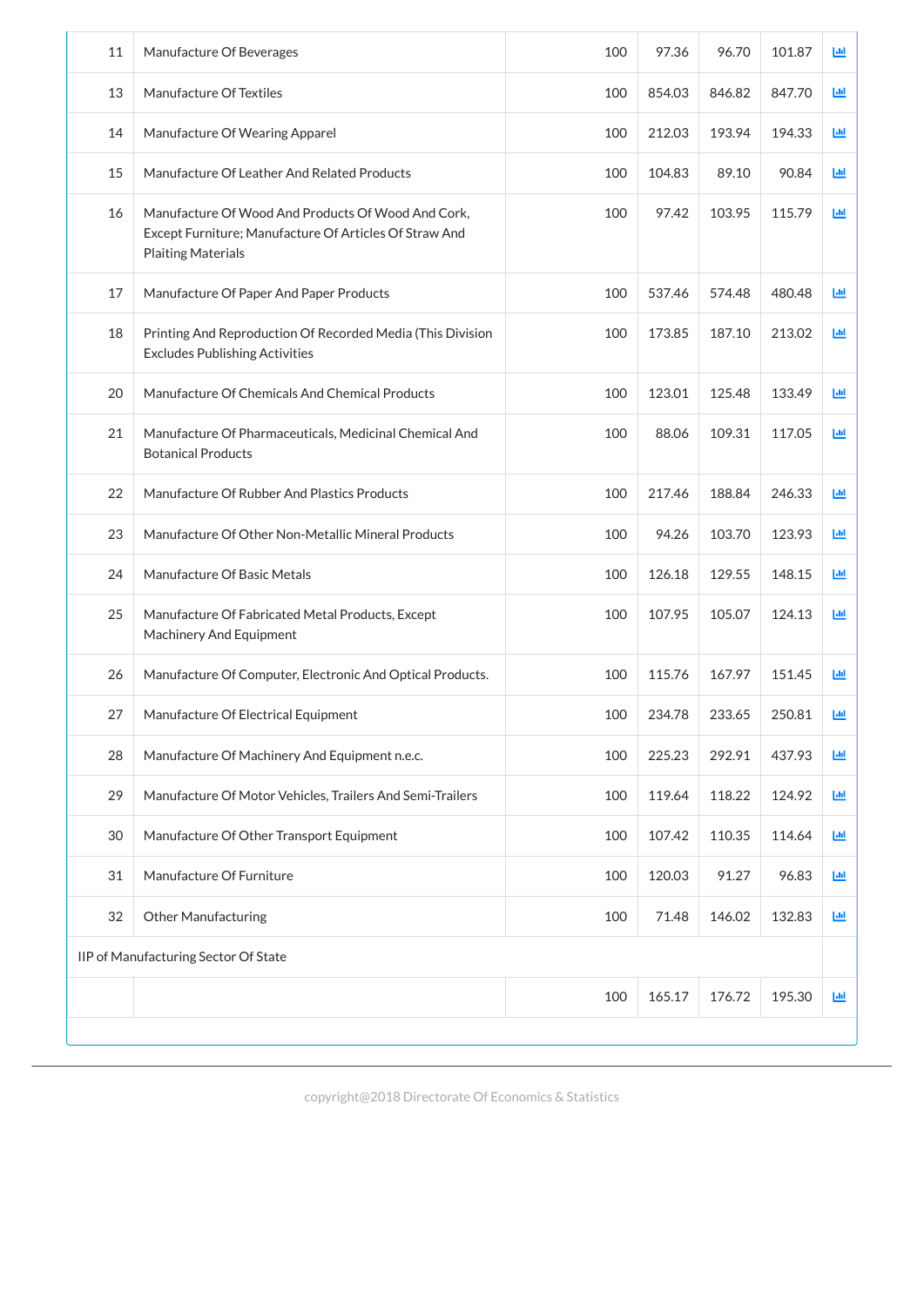| | | | | | | |
|---|---|---|---|---|---|---|
| 11 | Manufacture Of Beverages | 100 | 97.36 | 96.70 | 101.87 | |
| 13 | Manufacture Of Textiles | 100 | 854.03 | 846.82 | 847.70 | |
| 14 | Manufacture Of Wearing Apparel | 100 | 212.03 | 193.94 | 194.33 | |
| 15 | Manufacture Of Leather And Related Products | 100 | 104.83 | 89.10 | 90.84 | |
| 16 | Manufacture Of Wood And Products Of Wood And Cork, Except Furniture; Manufacture Of Articles Of Straw And Plaiting Materials | 100 | 97.42 | 103.95 | 115.79 | |
| 17 | Manufacture Of Paper And Paper Products | 100 | 537.46 | 574.48 | 480.48 | |
| 18 | Printing And Reproduction Of Recorded Media (This Division Excludes Publishing Activities | 100 | 173.85 | 187.10 | 213.02 | |
| 20 | Manufacture Of Chemicals And Chemical Products | 100 | 123.01 | 125.48 | 133.49 | |
| 21 | Manufacture Of Pharmaceuticals, Medicinal Chemical And Botanical Products | 100 | 88.06 | 109.31 | 117.05 | |
| 22 | Manufacture Of Rubber And Plastics Products | 100 | 217.46 | 188.84 | 246.33 | |
| 23 | Manufacture Of Other Non-Metallic Mineral Products | 100 | 94.26 | 103.70 | 123.93 | |
| 24 | Manufacture Of Basic Metals | 100 | 126.18 | 129.55 | 148.15 | |
| 25 | Manufacture Of Fabricated Metal Products, Except Machinery And Equipment | 100 | 107.95 | 105.07 | 124.13 | |
| 26 | Manufacture Of Computer, Electronic And Optical Products. | 100 | 115.76 | 167.97 | 151.45 | |
| 27 | Manufacture Of Electrical Equipment | 100 | 234.78 | 233.65 | 250.81 | |
| 28 | Manufacture Of Machinery And Equipment n.e.c. | 100 | 225.23 | 292.91 | 437.93 | |
| 29 | Manufacture Of Motor Vehicles, Trailers And Semi-Trailers | 100 | 119.64 | 118.22 | 124.92 | |
| 30 | Manufacture Of Other Transport Equipment | 100 | 107.42 | 110.35 | 114.64 | |
| 31 | Manufacture Of Furniture | 100 | 120.03 | 91.27 | 96.83 | |
| 32 | Other Manufacturing | 100 | 71.48 | 146.02 | 132.83 | |
| IIP of Manufacturing Sector Of State | | | | | | |
| | | 100 | 165.17 | 176.72 | 195.30 | |

copyright@2018 Directorate Of Economics & Statistics